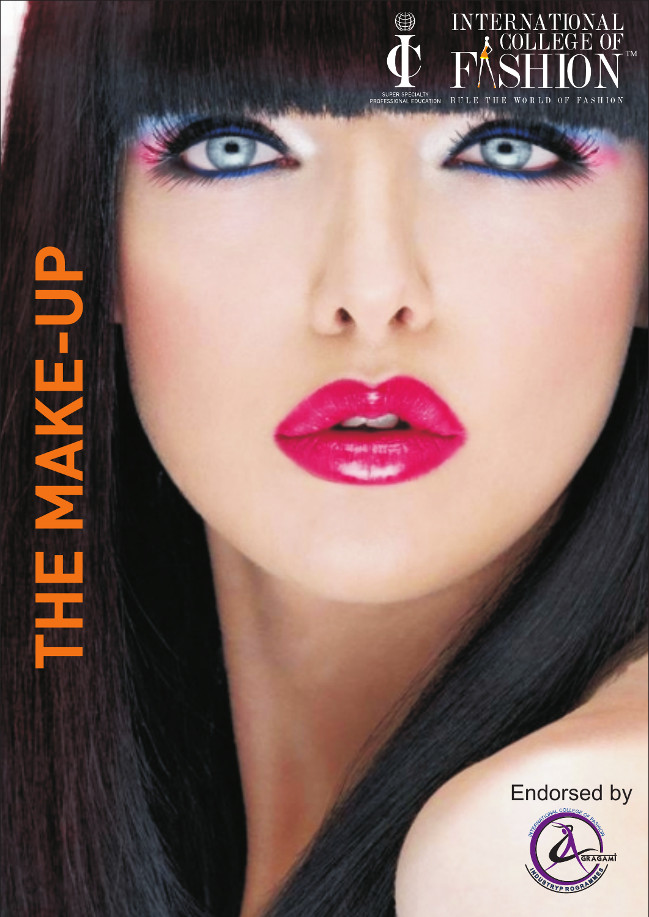INTERNATIONAL COLLEGE OF FASHION™

SUPER SPECIALTY PROFESSIONAL EDUCATION

RULE THE WORLD OF FASHION

# THE MAKE-UP

Endorsed by

INTERNATIONAL COLLEGE OF FASHION AGRAGAMI INDUSTRY PROGRAMMES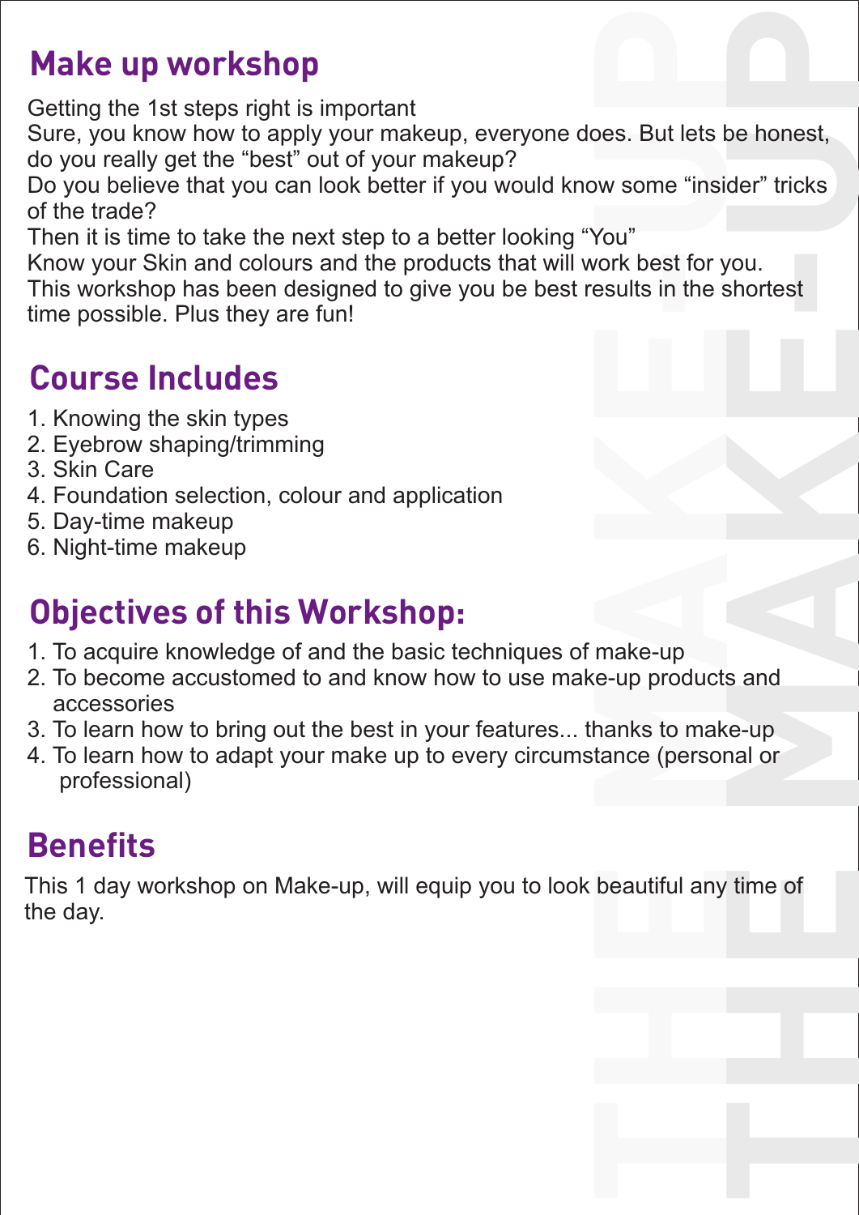## Make up workshop

Getting the 1st steps right is important
Sure, you know how to apply your makeup, everyone does. But lets be honest, do you really get the "best" out of your makeup?
Do you believe that you can look better if you would know some "insider" tricks of the trade?
Then it is time to take the next step to a better looking "You"
Know your Skin and colours and the products that will work best for you.
This workshop has been designed to give you be best results in the shortest time possible. Plus they are fun!

## Course Includes

1. Knowing the skin types
2. Eyebrow shaping/trimming
3. Skin Care
4. Foundation selection, colour and application
5. Day-time makeup
6. Night-time makeup

## Objectives of this Workshop:

1. To acquire knowledge of and the basic techniques of make-up
2. To become accustomed to and know how to use make-up products and accessories
3. To learn how to bring out the best in your features... thanks to make-up
4. To learn how to adapt your make up to every circumstance (personal or professional)

## Benefits

This 1 day workshop on Make-up, will equip you to look beautiful any time of the day.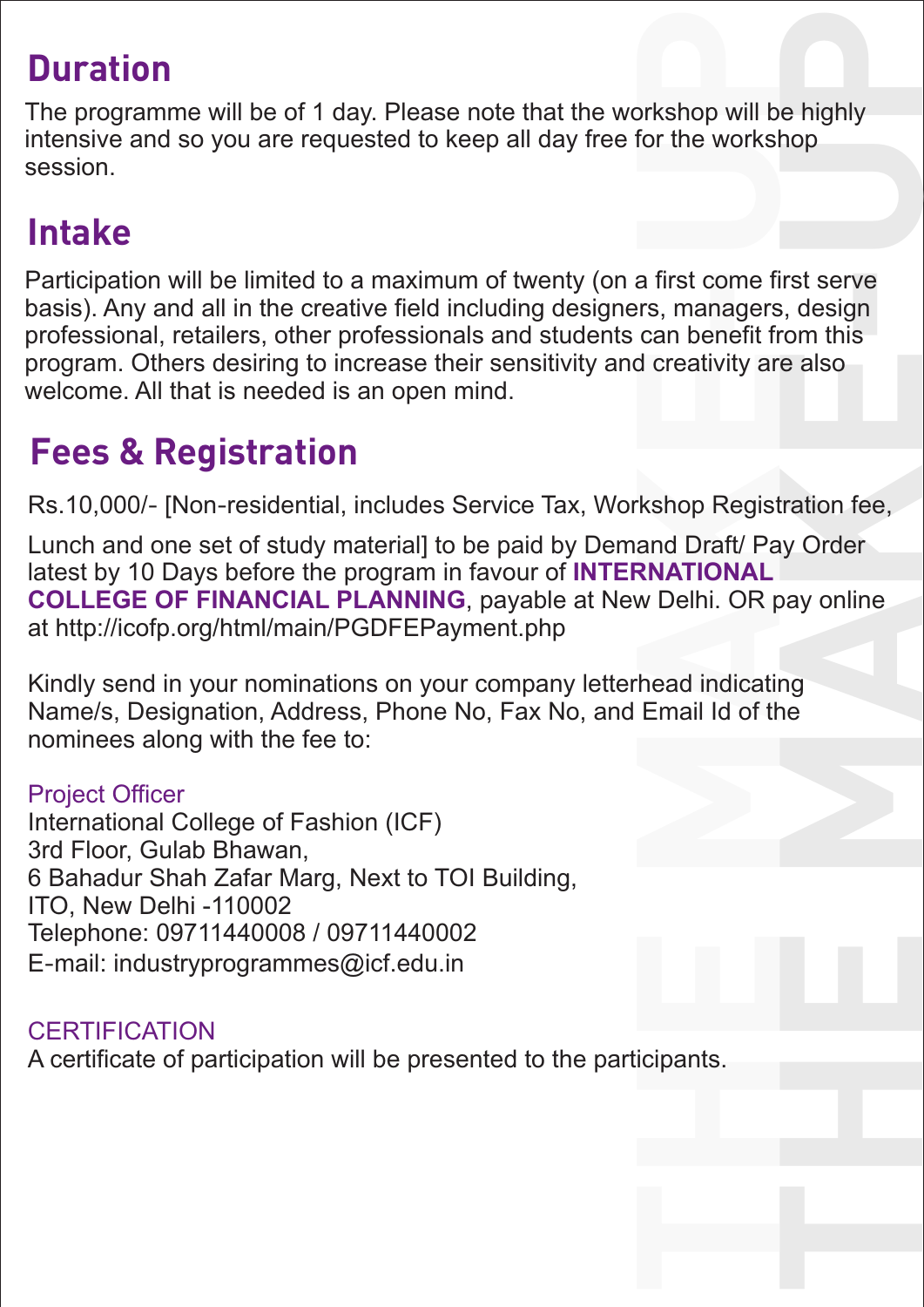## Duration

The programme will be of 1 day. Please note that the workshop will be highly intensive and so you are requested to keep all day free for the workshop session.

## Intake

Participation will be limited to a maximum of twenty (on a first come first serve basis). Any and all in the creative field including designers, managers, design professional, retailers, other professionals and students can benefit from this program. Others desiring to increase their sensitivity and creativity are also welcome. All that is needed is an open mind.

## Fees & Registration

Rs.10,000/- [Non-residential, includes Service Tax, Workshop Registration fee, Lunch and one set of study material] to be paid by Demand Draft/ Pay Order latest by 10 Days before the program in favour of **INTERNATIONAL COLLEGE OF FINANCIAL PLANNING**, payable at New Delhi. OR pay online at http://icofp.org/html/main/PGDFEPayment.php

Kindly send in your nominations on your company letterhead indicating Name/s, Designation, Address, Phone No, Fax No, and Email Id of the nominees along with the fee to:

Project Officer
International College of Fashion (ICF)
3rd Floor, Gulab Bhawan,
6 Bahadur Shah Zafar Marg, Next to TOI Building,
ITO, New Delhi -110002
Telephone: 09711440008 / 09711440002
E-mail: industryprogrammes@icf.edu.in

CERTIFICATION

A certificate of participation will be presented to the participants.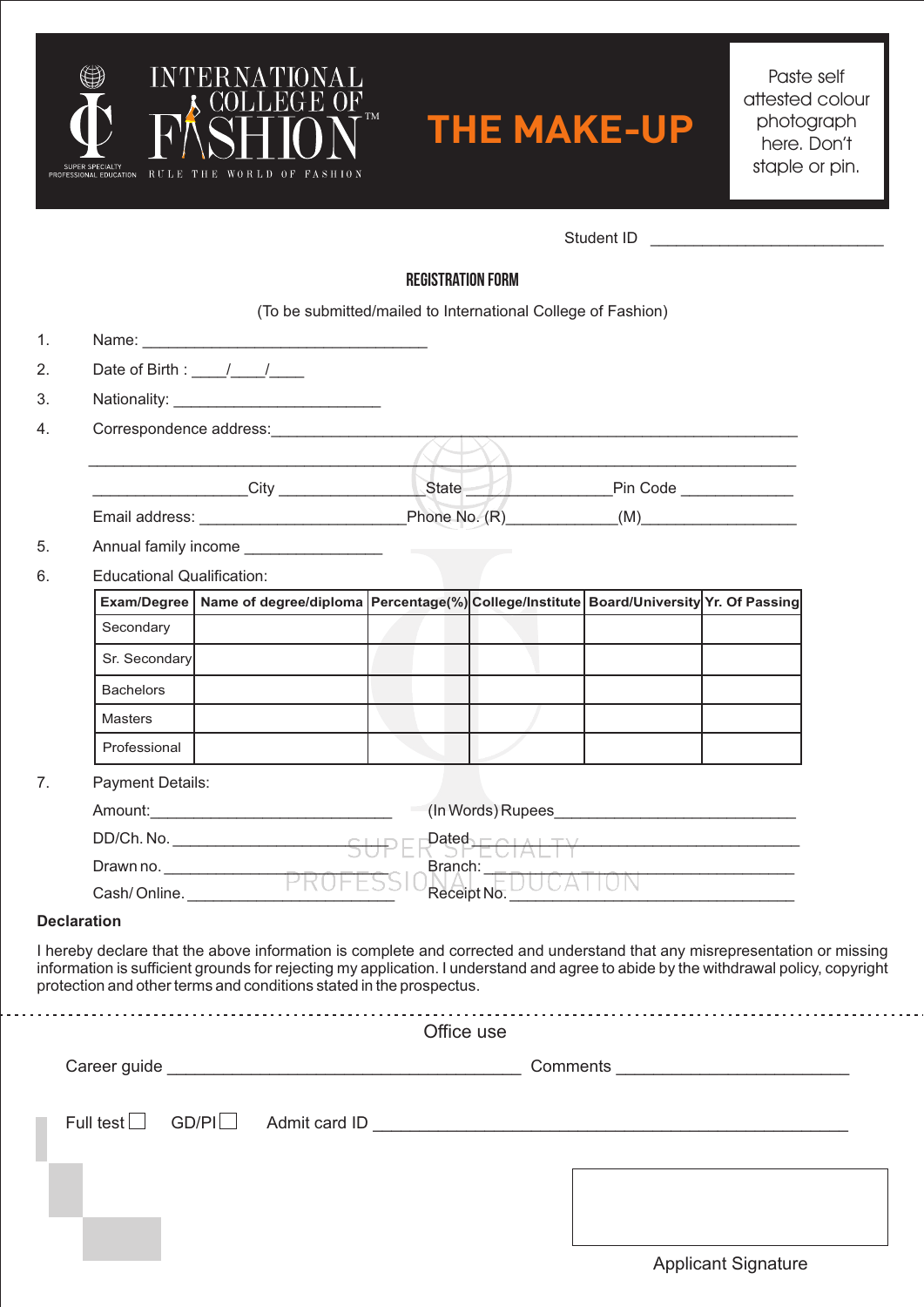INTERNATIONAL COLLEGE OF FASHION™

SUPER SPECIALTY PROFESSIONAL EDUCATION

RULE THE WORLD OF FASHION

# THE MAKE-UP

Paste self attested colour photograph here. Don't staple or pin.

Student ID ___________________________

## REGISTRATION FORM

(To be submitted/mailed to International College of Fashion)

1. Name: _________________________________
2. Date of Birth : ____/____/____
3. Nationality: ________________________
4. Correspondence address:_____________________________________________________________

   _____________________________________________________________________________

   _________________City ________________State ________________Pin Code _____________

   Email address: _______________________Phone No. (R)_____________(M)__________________
5. Annual family income ________________
6. Educational Qualification:

| Exam/Degree | Name of degree/diploma | Percentage(%) | College/Institute | Board/University | Yr. Of Passing |
|---|---|---|---|---|---|
| Secondary | | | | | |
| Sr. Secondary | | | | | |
| Bachelors | | | | | |
| Masters | | | | | |
| Professional | | | | | |

7. Payment Details:

   Amount:_____________________________ (In Words) Rupees____________________________

   DD/Ch. No. ____________________________ Dated____________________________________

   Drawn no. _____________________________ Branch:___________________________________

   Cash/ Online. __________________________ Receipt No. _______________________________

**Declaration**

I hereby declare that the above information is complete and corrected and understand that any misrepresentation or missing information is sufficient grounds for rejecting my application. I understand and agree to abide by the withdrawal policy, copyright protection and other terms and conditions stated in the prospectus.

Office use

Career guide ______________________________________ Comments __________________________

Full test ☐ GD/PI ☐ Admit card ID ________________________________________________

Applicant Signature